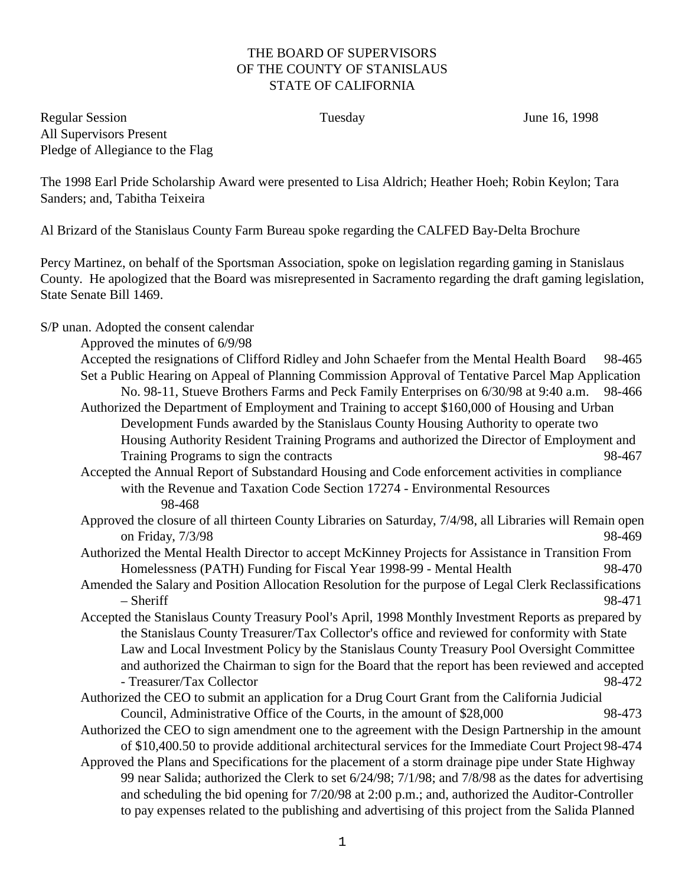THE BOARD OF SUPERVISORS
OF THE COUNTY OF STANISLAUS
STATE OF CALIFORNIA

Regular Session Tuesday June 16, 1998
All Supervisors Present
Pledge of Allegiance to the Flag

The 1998 Earl Pride Scholarship Award were presented to Lisa Aldrich; Heather Hoeh; Robin Keylon; Tara Sanders; and, Tabitha Teixeira

Al Brizard of the Stanislaus County Farm Bureau spoke regarding the CALFED Bay-Delta Brochure

Percy Martinez, on behalf of the Sportsman Association, spoke on legislation regarding gaming in Stanislaus County. He apologized that the Board was misrepresented in Sacramento regarding the draft gaming legislation, State Senate Bill 1469.

S/P unan. Adopted the consent calendar

- Approved the minutes of 6/9/98
- Accepted the resignations of Clifford Ridley and John Schaefer from the Mental Health Board 98-465
- Set a Public Hearing on Appeal of Planning Commission Approval of Tentative Parcel Map Application No. 98-11, Stueve Brothers Farms and Peck Family Enterprises on 6/30/98 at 9:40 a.m. 98-466
- Authorized the Department of Employment and Training to accept $160,000 of Housing and Urban Development Funds awarded by the Stanislaus County Housing Authority to operate two Housing Authority Resident Training Programs and authorized the Director of Employment and Training Programs to sign the contracts 98-467
- Accepted the Annual Report of Substandard Housing and Code enforcement activities in compliance with the Revenue and Taxation Code Section 17274 - Environmental Resources 98-468
- Approved the closure of all thirteen County Libraries on Saturday, 7/4/98, all Libraries will Remain open on Friday, 7/3/98 98-469
- Authorized the Mental Health Director to accept McKinney Projects for Assistance in Transition From Homelessness (PATH) Funding for Fiscal Year 1998-99 - Mental Health 98-470
- Amended the Salary and Position Allocation Resolution for the purpose of Legal Clerk Reclassifications – Sheriff 98-471
- Accepted the Stanislaus County Treasury Pool's April, 1998 Monthly Investment Reports as prepared by the Stanislaus County Treasurer/Tax Collector's office and reviewed for conformity with State Law and Local Investment Policy by the Stanislaus County Treasury Pool Oversight Committee and authorized the Chairman to sign for the Board that the report has been reviewed and accepted - Treasurer/Tax Collector 98-472
- Authorized the CEO to submit an application for a Drug Court Grant from the California Judicial Council, Administrative Office of the Courts, in the amount of $28,000 98-473
- Authorized the CEO to sign amendment one to the agreement with the Design Partnership in the amount of $10,400.50 to provide additional architectural services for the Immediate Court Project 98-474
- Approved the Plans and Specifications for the placement of a storm drainage pipe under State Highway 99 near Salida; authorized the Clerk to set 6/24/98; 7/1/98; and 7/8/98 as the dates for advertising and scheduling the bid opening for 7/20/98 at 2:00 p.m.; and, authorized the Auditor-Controller to pay expenses related to the publishing and advertising of this project from the Salida Planned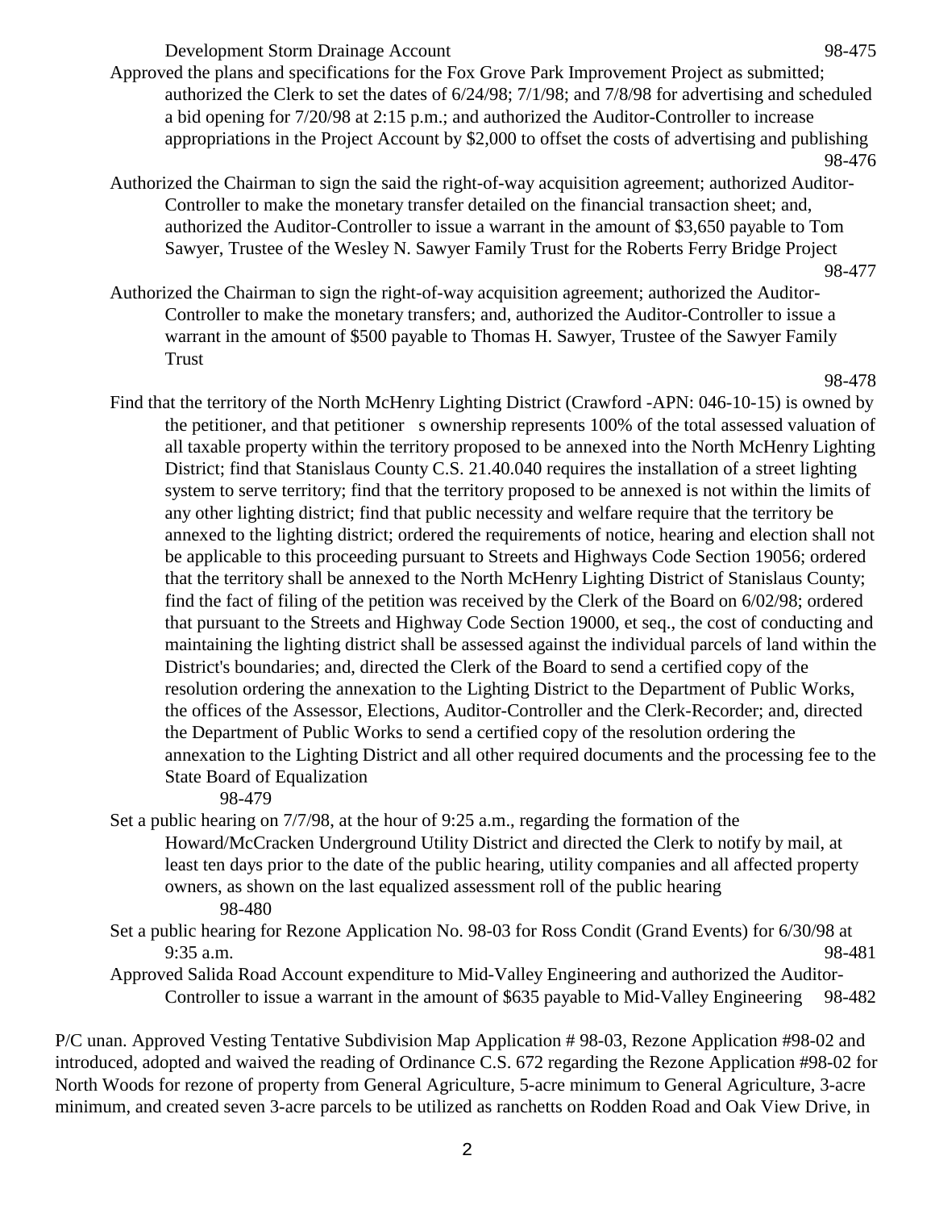Development Storm Drainage Account 98-475

Approved the plans and specifications for the Fox Grove Park Improvement Project as submitted; authorized the Clerk to set the dates of 6/24/98; 7/1/98; and 7/8/98 for advertising and scheduled a bid opening for 7/20/98 at 2:15 p.m.; and authorized the Auditor-Controller to increase appropriations in the Project Account by $2,000 to offset the costs of advertising and publishing 98-476

Authorized the Chairman to sign the said the right-of-way acquisition agreement; authorized Auditor-Controller to make the monetary transfer detailed on the financial transaction sheet; and, authorized the Auditor-Controller to issue a warrant in the amount of $3,650 payable to Tom Sawyer, Trustee of the Wesley N. Sawyer Family Trust for the Roberts Ferry Bridge Project 98-477

Authorized the Chairman to sign the right-of-way acquisition agreement; authorized the Auditor-Controller to make the monetary transfers; and, authorized the Auditor-Controller to issue a warrant in the amount of $500 payable to Thomas H. Sawyer, Trustee of the Sawyer Family Trust 98-478

Find that the territory of the North McHenry Lighting District (Crawford -APN: 046-10-15) is owned by the petitioner, and that petitioner s ownership represents 100% of the total assessed valuation of all taxable property within the territory proposed to be annexed into the North McHenry Lighting District; find that Stanislaus County C.S. 21.40.040 requires the installation of a street lighting system to serve territory; find that the territory proposed to be annexed is not within the limits of any other lighting district; find that public necessity and welfare require that the territory be annexed to the lighting district; ordered the requirements of notice, hearing and election shall not be applicable to this proceeding pursuant to Streets and Highways Code Section 19056; ordered that the territory shall be annexed to the North McHenry Lighting District of Stanislaus County; find the fact of filing of the petition was received by the Clerk of the Board on 6/02/98; ordered that pursuant to the Streets and Highway Code Section 19000, et seq., the cost of conducting and maintaining the lighting district shall be assessed against the individual parcels of land within the District's boundaries; and, directed the Clerk of the Board to send a certified copy of the resolution ordering the annexation to the Lighting District to the Department of Public Works, the offices of the Assessor, Elections, Auditor-Controller and the Clerk-Recorder; and, directed the Department of Public Works to send a certified copy of the resolution ordering the annexation to the Lighting District and all other required documents and the processing fee to the State Board of Equalization 98-479

Set a public hearing on 7/7/98, at the hour of 9:25 a.m., regarding the formation of the Howard/McCracken Underground Utility District and directed the Clerk to notify by mail, at least ten days prior to the date of the public hearing, utility companies and all affected property owners, as shown on the last equalized assessment roll of the public hearing 98-480

Set a public hearing for Rezone Application No. 98-03 for Ross Condit (Grand Events) for 6/30/98 at 9:35 a.m. 98-481

Approved Salida Road Account expenditure to Mid-Valley Engineering and authorized the Auditor-Controller to issue a warrant in the amount of $635 payable to Mid-Valley Engineering 98-482

P/C unan. Approved Vesting Tentative Subdivision Map Application # 98-03, Rezone Application #98-02 and introduced, adopted and waived the reading of Ordinance C.S. 672 regarding the Rezone Application #98-02 for North Woods for rezone of property from General Agriculture, 5-acre minimum to General Agriculture, 3-acre minimum, and created seven 3-acre parcels to be utilized as ranchetts on Rodden Road and Oak View Drive, in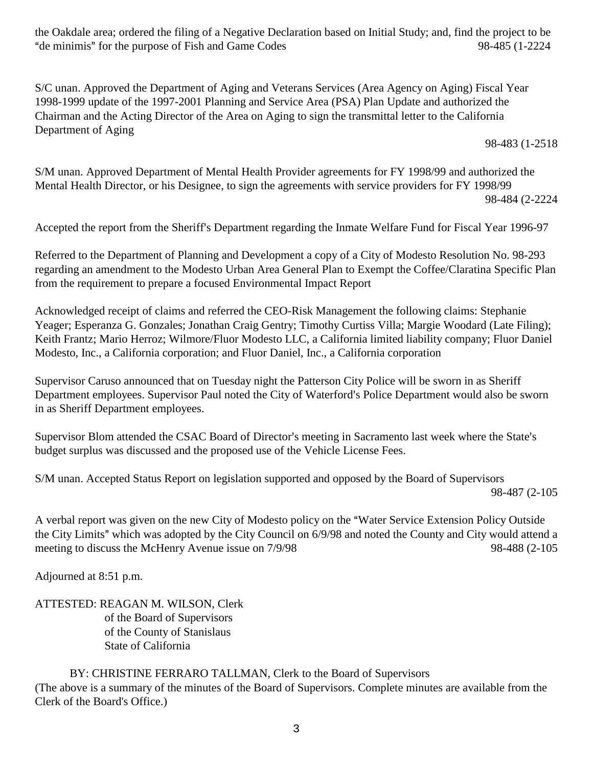the Oakdale area; ordered the filing of a Negative Declaration based on Initial Study; and, find the project to be "de minimis" for the purpose of Fish and Game Codes 98-485 (1-2224

S/C unan. Approved the Department of Aging and Veterans Services (Area Agency on Aging) Fiscal Year 1998-1999 update of the 1997-2001 Planning and Service Area (PSA) Plan Update and authorized the Chairman and the Acting Director of the Area on Aging to sign the transmittal letter to the California Department of Aging
98-483 (1-2518

S/M unan. Approved Department of Mental Health Provider agreements for FY 1998/99 and authorized the Mental Health Director, or his Designee, to sign the agreements with service providers for FY 1998/99
98-484 (2-2224

Accepted the report from the Sheriff's Department regarding the Inmate Welfare Fund for Fiscal Year 1996-97

Referred to the Department of Planning and Development a copy of a City of Modesto Resolution No. 98-293 regarding an amendment to the Modesto Urban Area General Plan to Exempt the Coffee/Claratina Specific Plan from the requirement to prepare a focused Environmental Impact Report

Acknowledged receipt of claims and referred the CEO-Risk Management the following claims: Stephanie Yeager; Esperanza G. Gonzales; Jonathan Craig Gentry; Timothy Curtiss Villa; Margie Woodard (Late Filing); Keith Frantz; Mario Herroz; Wilmore/Fluor Modesto LLC, a California limited liability company; Fluor Daniel Modesto, Inc., a California corporation; and Fluor Daniel, Inc., a California corporation

Supervisor Caruso announced that on Tuesday night the Patterson City Police will be sworn in as Sheriff Department employees. Supervisor Paul noted the City of Waterford's Police Department would also be sworn in as Sheriff Department employees.

Supervisor Blom attended the CSAC Board of Director's meeting in Sacramento last week where the State's budget surplus was discussed and the proposed use of the Vehicle License Fees.

S/M unan. Accepted Status Report on legislation supported and opposed by the Board of Supervisors
98-487 (2-105

A verbal report was given on the new City of Modesto policy on the "Water Service Extension Policy Outside the City Limits" which was adopted by the City Council on 6/9/98 and noted the County and City would attend a meeting to discuss the McHenry Avenue issue on 7/9/98 98-488 (2-105

Adjourned at 8:51 p.m.

ATTESTED: REAGAN M. WILSON, Clerk
of the Board of Supervisors
of the County of Stanislaus
State of California

BY: CHRISTINE FERRARO TALLMAN, Clerk to the Board of Supervisors
(The above is a summary of the minutes of the Board of Supervisors. Complete minutes are available from the Clerk of the Board's Office.)